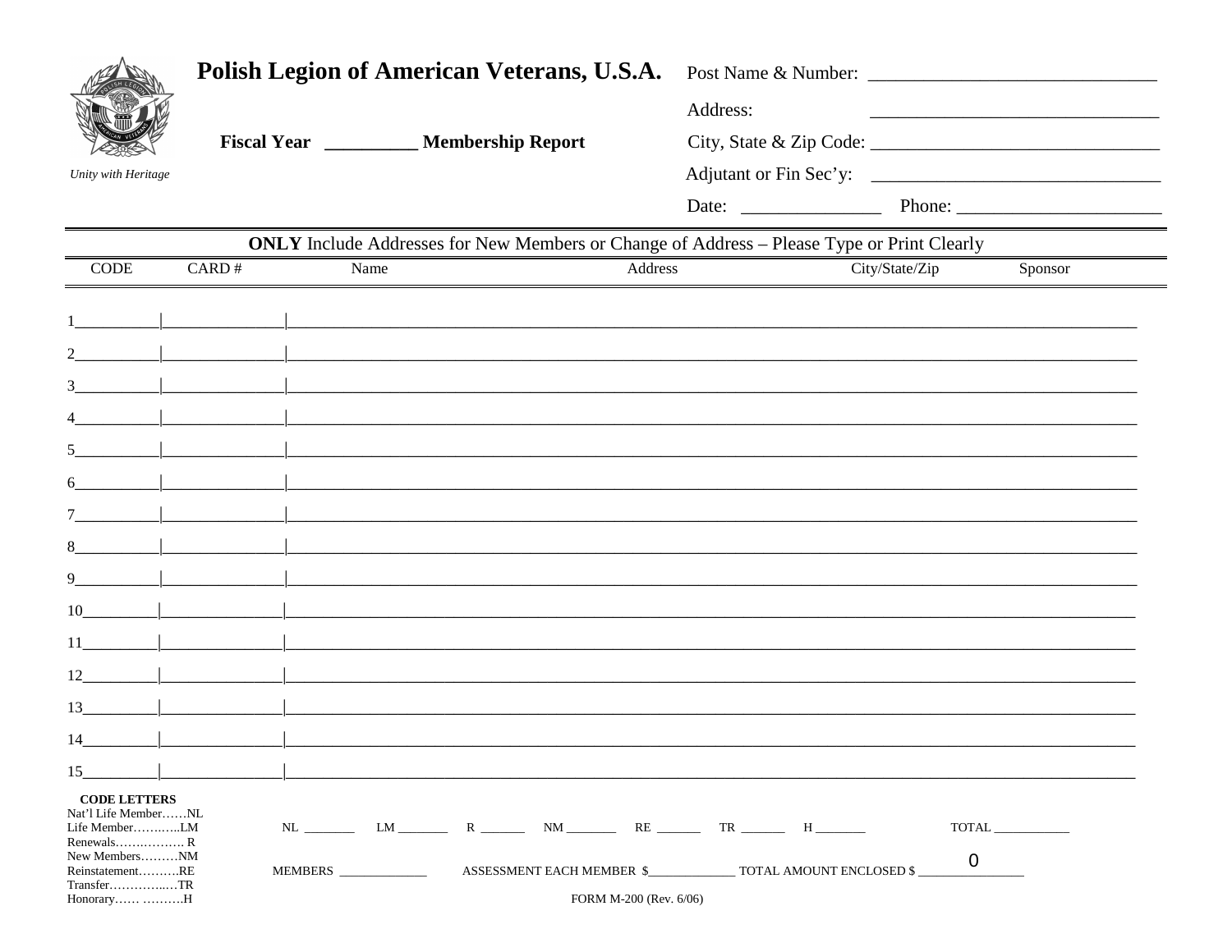# Polish Legion of American Veterans, U.S.A.

*Unity with Heritage*

**Fiscal Year \_\_\_\_\_\_\_\_\_\_ Membership Report**

Post Name & Number: \_\_\_\_\_\_\_\_\_\_\_\_\_\_\_\_\_\_\_\_\_\_\_\_\_\_\_\_\_\_

Address: \_\_\_\_\_\_\_\_\_\_\_\_\_\_\_\_\_\_\_\_\_\_\_\_\_\_\_\_\_\_

City, State & Zip Code: \_\_\_\_\_\_\_\_\_\_\_\_\_\_\_\_\_\_\_\_\_\_\_\_\_\_\_\_\_\_

Adjutant or Fin Sec'y: \_\_\_\_\_\_\_\_\_\_\_\_\_\_\_\_\_\_\_\_\_\_\_\_\_\_\_\_\_\_

Date: \_\_\_\_\_\_\_\_\_\_\_\_\_\_\_ Phone: \_\_\_\_\_\_\_\_\_\_\_\_\_\_\_\_\_\_\_\_\_\_

**ONLY** Include Addresses for New Members or Change of Address – Please Type or Print Clearly

| | CODE | CARD # | Name | Address | City/State/Zip | Sponsor |
|---|---|---|---|---|---|---|
| 1 | | | | | | |
| 2 | | | | | | |
| 3 | | | | | | |
| 4 | | | | | | |
| 5 | | | | | | |
| 6 | | | | | | |
| 7 | | | | | | |
| 8 | | | | | | |
| 9 | | | | | | |
| 10 | | | | | | |
| 11 | | | | | | |
| 12 | | | | | | |
| 13 | | | | | | |
| 14 | | | | | | |
| 15 | | | | | | |

**CODE LETTERS**

- Nat'l Life Member……NL
- Life Member………..LM
- Renewals……………. R
- New Members………NM
- Reinstatement……….RE
- Transfer…………...…TR
- Honorary…… ……….H

NL \_\_\_\_\_\_\_ LM \_\_\_\_\_\_\_ R \_\_\_\_\_\_ NM \_\_\_\_\_\_\_ RE \_\_\_\_\_\_ TR \_\_\_\_\_\_ H \_\_\_\_\_\_\_ TOTAL \_\_\_\_\_\_\_\_\_\_\_

MEMBERS \_\_\_\_\_\_\_\_\_\_\_\_\_ ASSESSMENT EACH MEMBER $\_\_\_\_\_\_\_\_\_\_\_\_\_ TOTAL AMOUNT ENCLOSED $ 0

FORM M-200 (Rev. 6/06)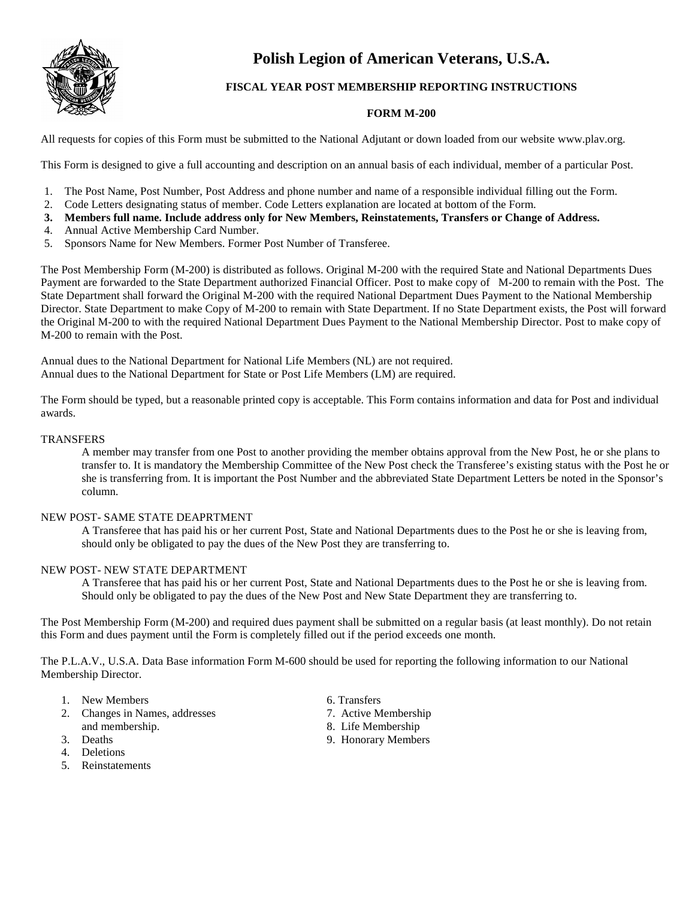# Polish Legion of American Veterans, U.S.A.

**FISCAL YEAR POST MEMBERSHIP REPORTING INSTRUCTIONS**

**FORM M-200**

All requests for copies of this Form must be submitted to the National Adjutant or down loaded from our website www.plav.org.

This Form is designed to give a full accounting and description on an annual basis of each individual, member of a particular Post.

1. The Post Name, Post Number, Post Address and phone number and name of a responsible individual filling out the Form.
2. Code Letters designating status of member. Code Letters explanation are located at bottom of the Form.
3. **Members full name. Include address only for New Members, Reinstatements, Transfers or Change of Address.**
4. Annual Active Membership Card Number.
5. Sponsors Name for New Members. Former Post Number of Transferee.

The Post Membership Form (M-200) is distributed as follows. Original M-200 with the required State and National Departments Dues Payment are forwarded to the State Department authorized Financial Officer. Post to make copy of M-200 to remain with the Post. The State Department shall forward the Original M-200 with the required National Department Dues Payment to the National Membership Director. State Department to make Copy of M-200 to remain with State Department. If no State Department exists, the Post will forward the Original M-200 to with the required National Department Dues Payment to the National Membership Director. Post to make copy of M-200 to remain with the Post.

Annual dues to the National Department for National Life Members (NL) are not required.
Annual dues to the National Department for State or Post Life Members (LM) are required.

The Form should be typed, but a reasonable printed copy is acceptable. This Form contains information and data for Post and individual awards.

TRANSFERS

A member may transfer from one Post to another providing the member obtains approval from the New Post, he or she plans to transfer to. It is mandatory the Membership Committee of the New Post check the Transferee's existing status with the Post he or she is transferring from. It is important the Post Number and the abbreviated State Department Letters be noted in the Sponsor's column.

NEW POST- SAME STATE DEAPRTMENT

A Transferee that has paid his or her current Post, State and National Departments dues to the Post he or she is leaving from, should only be obligated to pay the dues of the New Post they are transferring to.

NEW POST- NEW STATE DEPARTMENT

A Transferee that has paid his or her current Post, State and National Departments dues to the Post he or she is leaving from. Should only be obligated to pay the dues of the New Post and New State Department they are transferring to.

The Post Membership Form (M-200) and required dues payment shall be submitted on a regular basis (at least monthly). Do not retain this Form and dues payment until the Form is completely filled out if the period exceeds one month.

The P.L.A.V., U.S.A. Data Base information Form M-600 should be used for reporting the following information to our National Membership Director.

1. New Members
2. Changes in Names, addresses and membership.
3. Deaths
4. Deletions
5. Reinstatements
6. Transfers
7. Active Membership
8. Life Membership
9. Honorary Members